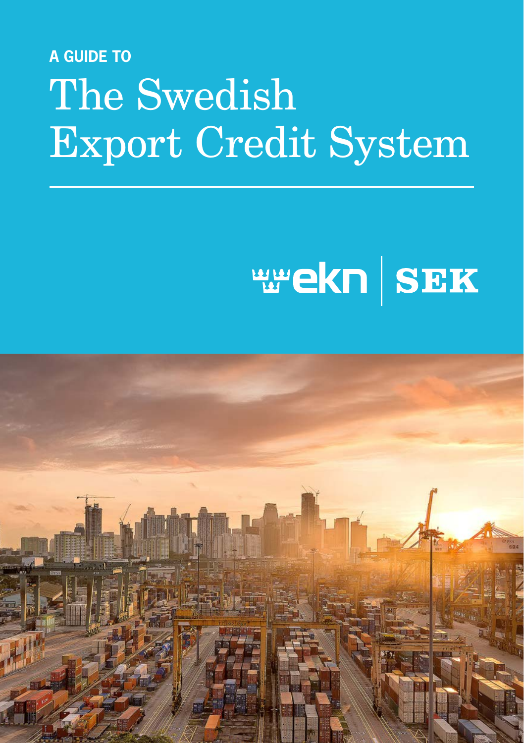A GUIDE TO

# The Swedish Export Credit System

ekn | SEK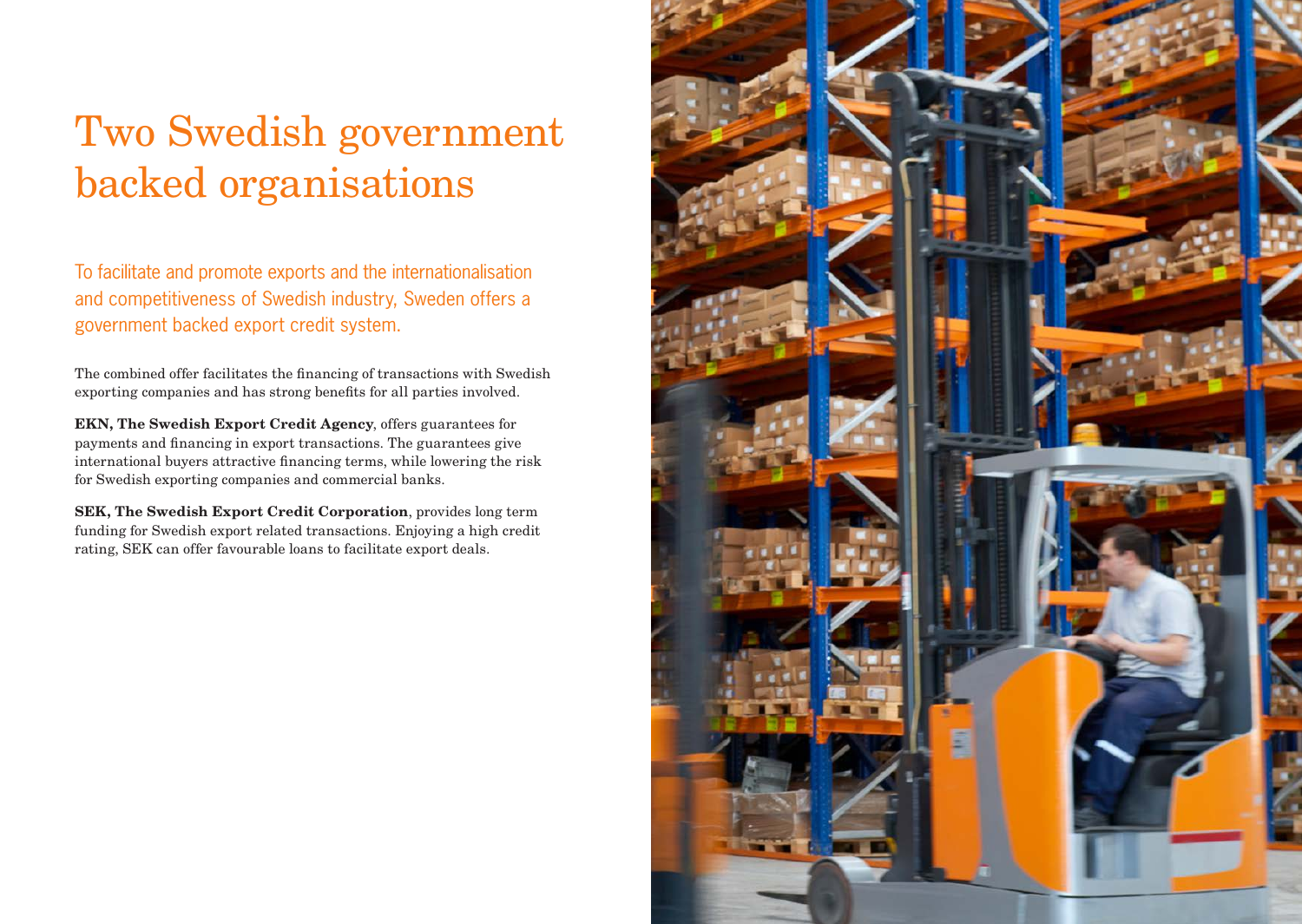# Two Swedish government backed organisations

To facilitate and promote exports and the internationalisation and competitiveness of Swedish industry, Sweden offers a government backed export credit system.

The combined offer facilitates the financing of transactions with Swedish exporting companies and has strong benefits for all parties involved.

**EKN, The Swedish Export Credit Agency**, offers guarantees for payments and financing in export transactions. The guarantees give international buyers attractive financing terms, while lowering the risk for Swedish exporting companies and commercial banks.

**SEK, The Swedish Export Credit Corporation**, provides long term funding for Swedish export related transactions. Enjoying a high credit rating, SEK can offer favourable loans to facilitate export deals.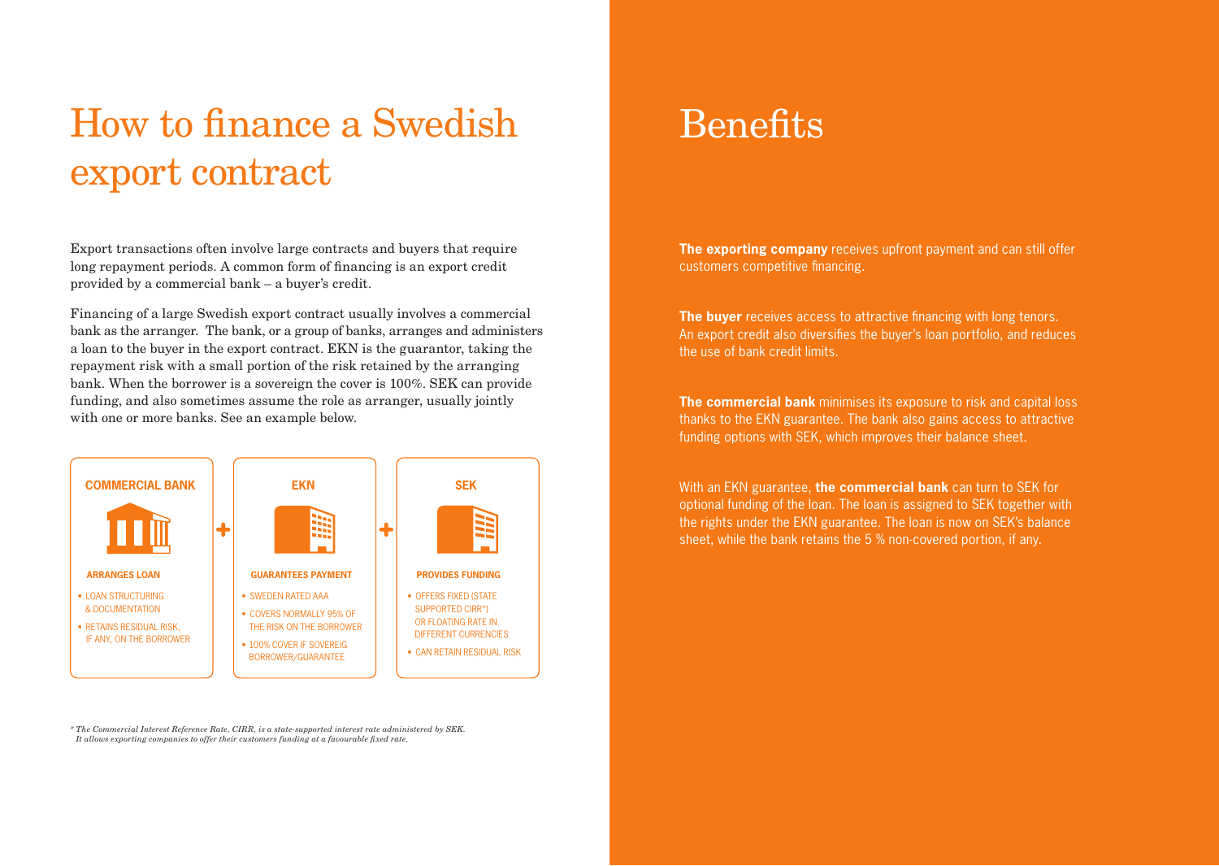# How to finance a Swedish export contract

Export transactions often involve large contracts and buyers that require long repayment periods. A common form of financing is an export credit provided by a commercial bank – a buyer's credit.

Financing of a large Swedish export contract usually involves a commercial bank as the arranger. The bank, or a group of banks, arranges and administers a loan to the buyer in the export contract. EKN is the guarantor, taking the repayment risk with a small portion of the risk retained by the arranging bank. When the borrower is a sovereign the cover is 100%. SEK can provide funding, and also sometimes assume the role as arranger, usually jointly with one or more banks. See an example below.

**COMMERCIAL BANK**

**ARRANGES LOAN**

- LOAN STRUCTURING & DOCUMENTATION
- RETAINS RESIDUAL RISK, IF ANY, ON THE BORROWER

+

**EKN**

**GUARANTEES PAYMENT**

- SWEDEN RATED AAA
- COVERS NORMALLY 95% OF THE RISK ON THE BORROWER
- 100% COVER IF SOVEREIG BORROWER/GUARANTEE

+

**SEK**

**PROVIDES FUNDING**

- OFFERS FIXED (STATE SUPPORTED CIRR*) OR FLOATING RATE IN DIFFERENT CURRENCIES
- CAN RETAIN RESIDUAL RISK

*\* The Commercial Interest Reference Rate, CIRR, is a state-supported interest rate administered by SEK. It allows exporting companies to offer their customers funding at a favourable fixed rate.*

# Benefits

**The exporting company** receives upfront payment and can still offer customers competitive financing.

**The buyer** receives access to attractive financing with long tenors. An export credit also diversifies the buyer's loan portfolio, and reduces the use of bank credit limits.

**The commercial bank** minimises its exposure to risk and capital loss thanks to the EKN guarantee. The bank also gains access to attractive funding options with SEK, which improves their balance sheet.

With an EKN guarantee, **the commercial bank** can turn to SEK for optional funding of the loan. The loan is assigned to SEK together with the rights under the EKN guarantee. The loan is now on SEK's balance sheet, while the bank retains the 5 % non-covered portion, if any.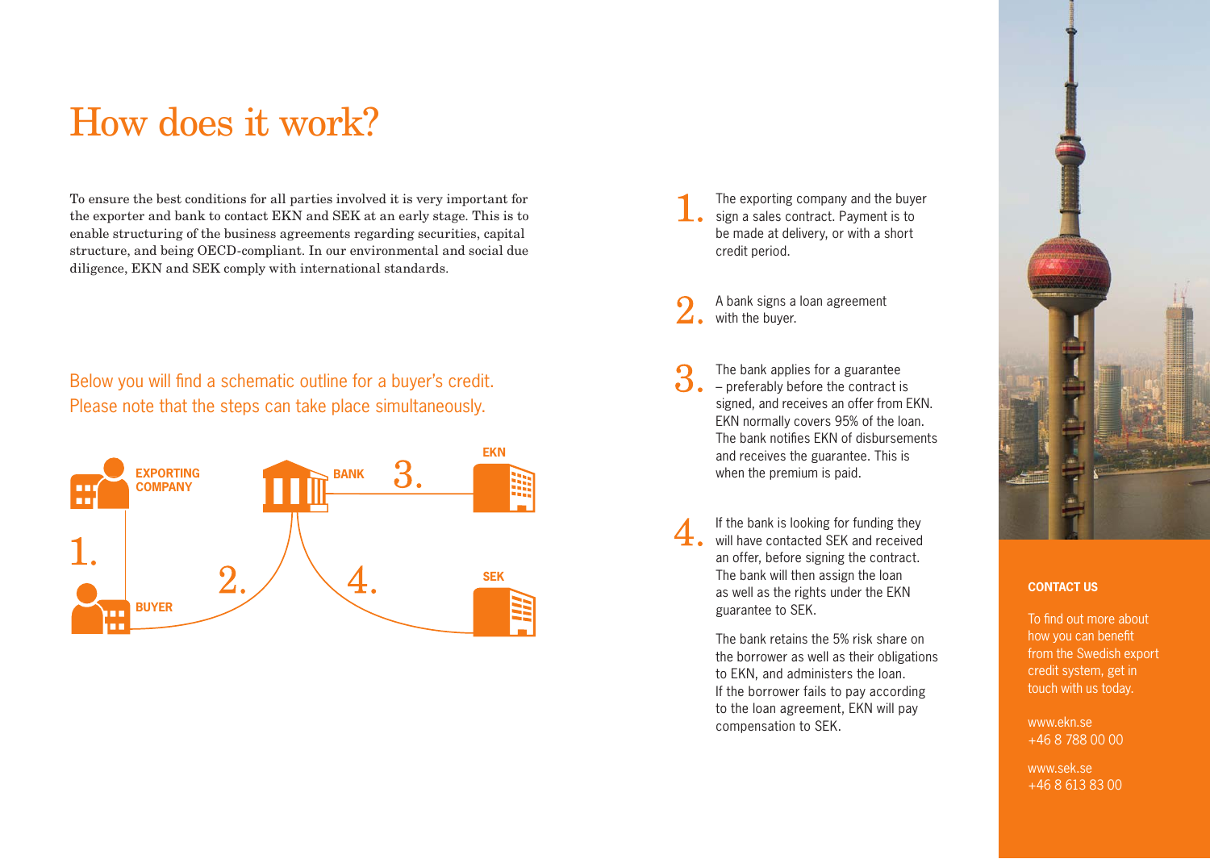# How does it work?

To ensure the best conditions for all parties involved it is very important for the exporter and bank to contact EKN and SEK at an early stage. This is to enable structuring of the business agreements regarding securities, capital structure, and being OECD-compliant. In our environmental and social due diligence, EKN and SEK comply with international standards.

Below you will find a schematic outline for a buyer's credit. Please note that the steps can take place simultaneously.

EXPORTING COMPANY

BANK

EKN

SEK

BUYER

1. The exporting company and the buyer sign a sales contract. Payment is to be made at delivery, or with a short credit period.

2. A bank signs a loan agreement with the buyer.

3. The bank applies for a guarantee – preferably before the contract is signed, and receives an offer from EKN. EKN normally covers 95% of the loan. The bank notifies EKN of disbursements and receives the guarantee. This is when the premium is paid.

4. If the bank is looking for funding they will have contacted SEK and received an offer, before signing the contract. The bank will then assign the loan as well as the rights under the EKN guarantee to SEK.

   The bank retains the 5% risk share on the borrower as well as their obligations to EKN, and administers the loan. If the borrower fails to pay according to the loan agreement, EKN will pay compensation to SEK.

**CONTACT US**

To find out more about how you can benefit from the Swedish export credit system, get in touch with us today.

www.ekn.se
+46 8 788 00 00

www.sek.se
+46 8 613 83 00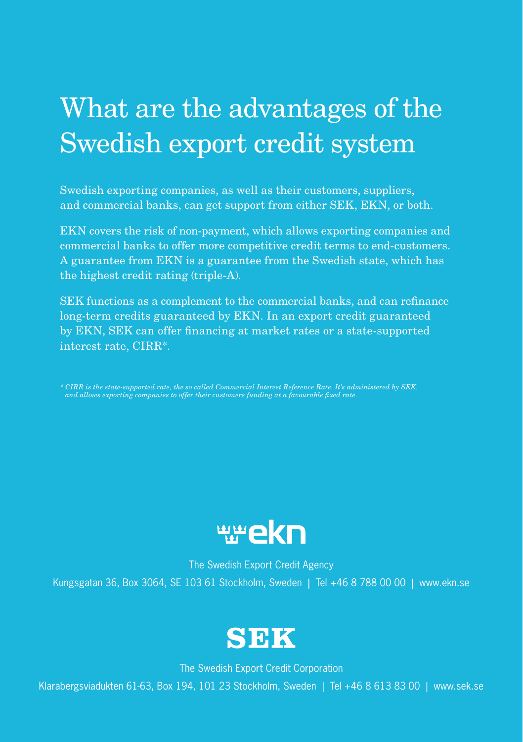# What are the advantages of the Swedish export credit system

Swedish exporting companies, as well as their customers, suppliers, and commercial banks, can get support from either SEK, EKN, or both.

EKN covers the risk of non-payment, which allows exporting companies and commercial banks to offer more competitive credit terms to end-customers. A guarantee from EKN is a guarantee from the Swedish state, which has the highest credit rating (triple-A).

SEK functions as a complement to the commercial banks, and can refinance long-term credits guaranteed by EKN. In an export credit guaranteed by EKN, SEK can offer financing at market rates or a state-supported interest rate, CIRR*.

*\* CIRR is the state-supported rate, the so called Commercial Interest Reference Rate. It's administered by SEK, and allows exporting companies to offer their customers funding at a favourable fixed rate.*

**ekn**

The Swedish Export Credit Agency

Kungsgatan 36, Box 3064, SE 103 61 Stockholm, Sweden | Tel +46 8 788 00 00 | www.ekn.se

**SEK**

The Swedish Export Credit Corporation

Klarabergsviadukten 61-63, Box 194, 101 23 Stockholm, Sweden | Tel +46 8 613 83 00 | www.sek.se